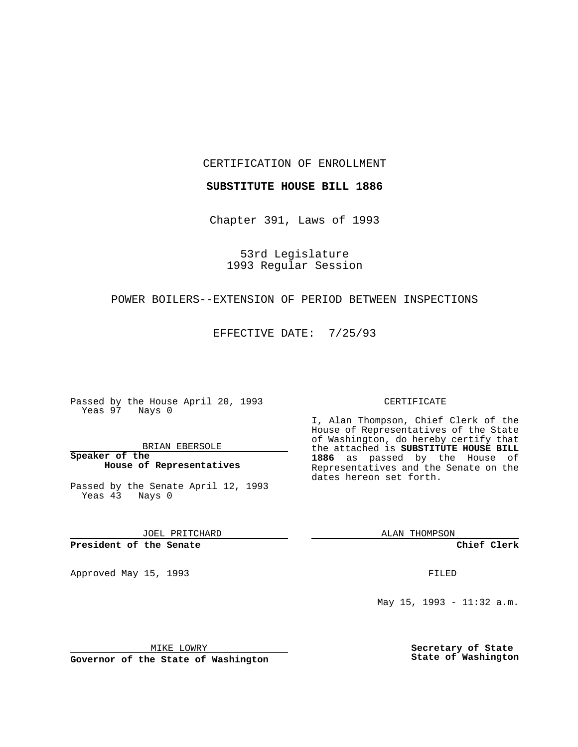CERTIFICATION OF ENROLLMENT

**SUBSTITUTE HOUSE BILL 1886**

Chapter 391, Laws of 1993

53rd Legislature
1993 Regular Session

POWER BOILERS--EXTENSION OF PERIOD BETWEEN INSPECTIONS

EFFECTIVE DATE: 7/25/93

Passed by the House April 20, 1993
Yeas 97 Nays 0

BRIAN EBERSOLE

**Speaker of the House of Representatives**

Passed by the Senate April 12, 1993
Yeas 43 Nays 0

JOEL PRITCHARD

**President of the Senate**

Approved May 15, 1993

MIKE LOWRY

**Governor of the State of Washington**

CERTIFICATE

I, Alan Thompson, Chief Clerk of the House of Representatives of the State of Washington, do hereby certify that the attached is **SUBSTITUTE HOUSE BILL 1886** as passed by the House of Representatives and the Senate on the dates hereon set forth.

ALAN THOMPSON

**Chief Clerk**

FILED

May 15, 1993 - 11:32 a.m.

**Secretary of State**
**State of Washington**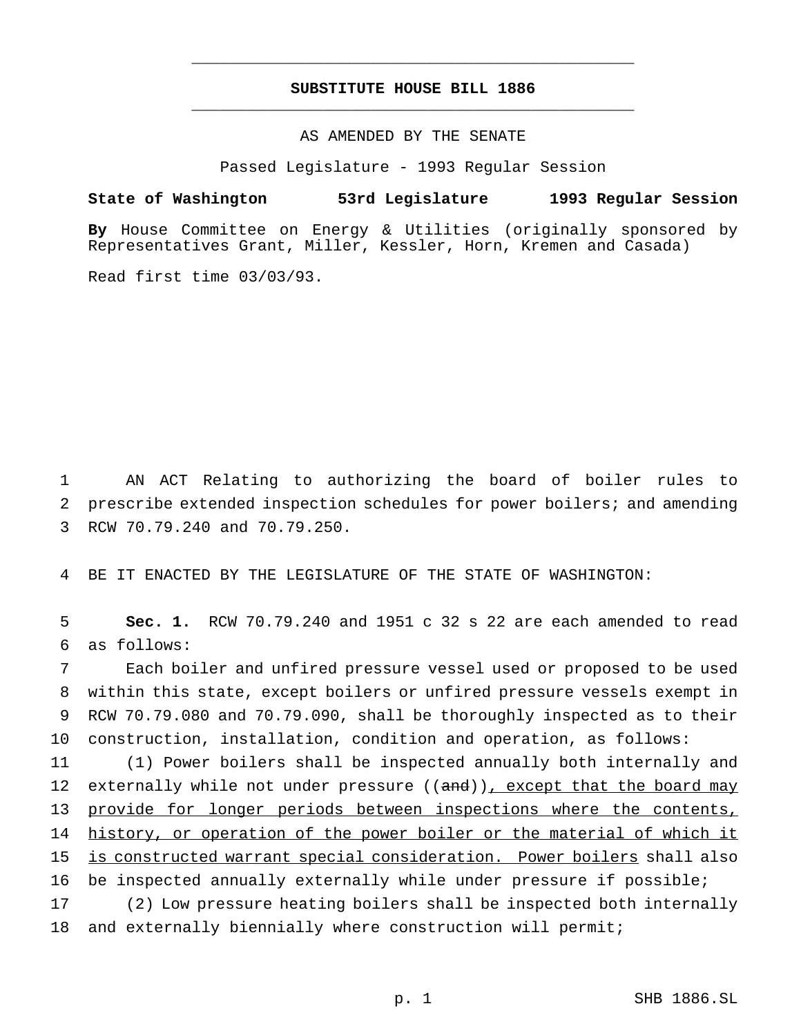# SUBSTITUTE HOUSE BILL 1886

AS AMENDED BY THE SENATE

Passed Legislature - 1993 Regular Session

**State of Washington 53rd Legislature 1993 Regular Session**

**By** House Committee on Energy & Utilities (originally sponsored by Representatives Grant, Miller, Kessler, Horn, Kremen and Casada)

Read first time 03/03/93.

AN ACT Relating to authorizing the board of boiler rules to prescribe extended inspection schedules for power boilers; and amending RCW 70.79.240 and 70.79.250.

BE IT ENACTED BY THE LEGISLATURE OF THE STATE OF WASHINGTON:

**Sec. 1.** RCW 70.79.240 and 1951 c 32 s 22 are each amended to read as follows:

Each boiler and unfired pressure vessel used or proposed to be used within this state, except boilers or unfired pressure vessels exempt in RCW 70.79.080 and 70.79.090, shall be thoroughly inspected as to their construction, installation, condition and operation, as follows:

(1) Power boilers shall be inspected annually both internally and externally while not under pressure ((~~and~~)), except that the board may provide for longer periods between inspections where the contents, history, or operation of the power boiler or the material of which it is constructed warrant special consideration. Power boilers shall also be inspected annually externally while under pressure if possible;

(2) Low pressure heating boilers shall be inspected both internally and externally biennially where construction will permit;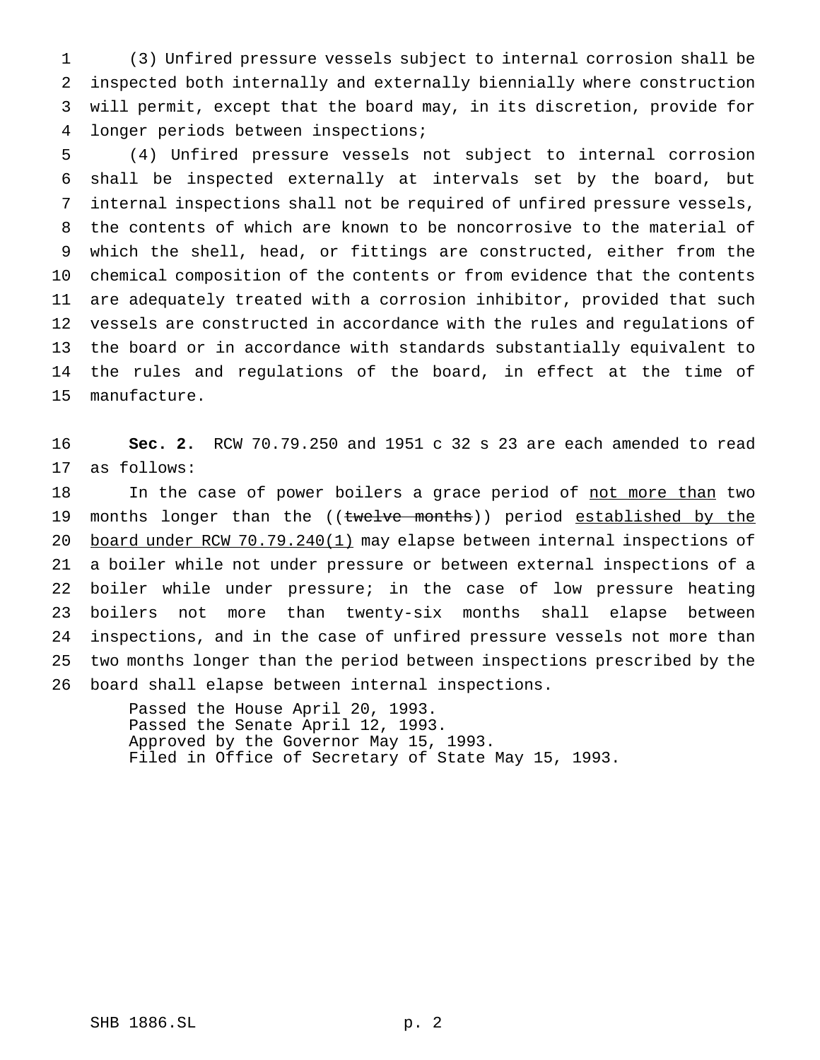(3) Unfired pressure vessels subject to internal corrosion shall be inspected both internally and externally biennially where construction will permit, except that the board may, in its discretion, provide for longer periods between inspections;

(4) Unfired pressure vessels not subject to internal corrosion shall be inspected externally at intervals set by the board, but internal inspections shall not be required of unfired pressure vessels, the contents of which are known to be noncorrosive to the material of which the shell, head, or fittings are constructed, either from the chemical composition of the contents or from evidence that the contents are adequately treated with a corrosion inhibitor, provided that such vessels are constructed in accordance with the rules and regulations of the board or in accordance with standards substantially equivalent to the rules and regulations of the board, in effect at the time of manufacture.

**Sec. 2.** RCW 70.79.250 and 1951 c 32 s 23 are each amended to read as follows:

In the case of power boilers a grace period of <u>not more than</u> two months longer than the ((~~twelve months~~)) period <u>established by the board under RCW 70.79.240(1)</u> may elapse between internal inspections of a boiler while not under pressure or between external inspections of a boiler while under pressure; in the case of low pressure heating boilers not more than twenty-six months shall elapse between inspections, and in the case of unfired pressure vessels not more than two months longer than the period between inspections prescribed by the board shall elapse between internal inspections.

Passed the House April 20, 1993.
Passed the Senate April 12, 1993.
Approved by the Governor May 15, 1993.
Filed in Office of Secretary of State May 15, 1993.